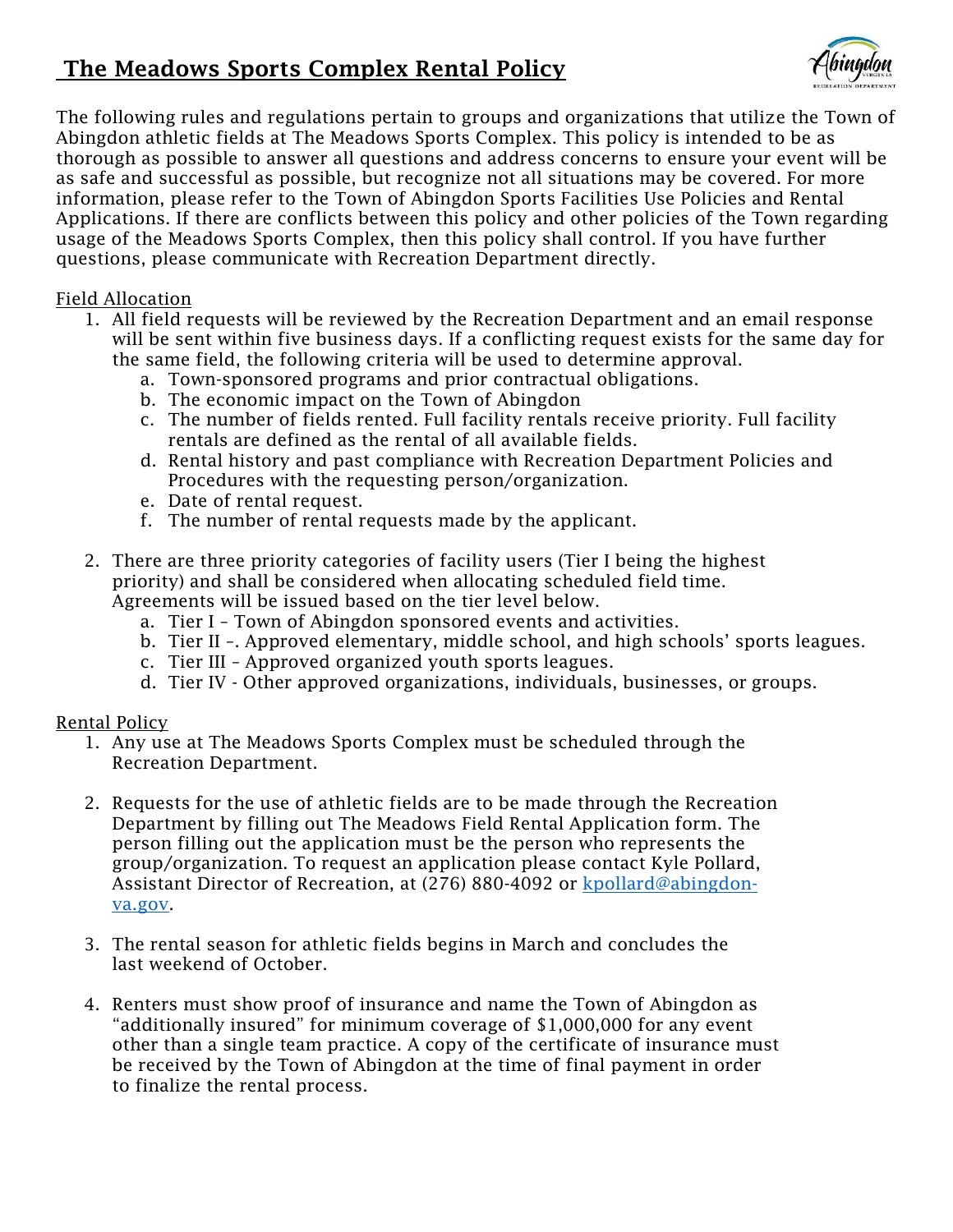# The Meadows Sports Complex Rental Policy

The following rules and regulations pertain to groups and organizations that utilize the Town of Abingdon athletic fields at The Meadows Sports Complex. This policy is intended to be as thorough as possible to answer all questions and address concerns to ensure your event will be as safe and successful as possible, but recognize not all situations may be covered. For more information, please refer to the Town of Abingdon Sports Facilities Use Policies and Rental Applications. If there are conflicts between this policy and other policies of the Town regarding usage of the Meadows Sports Complex, then this policy shall control. If you have further questions, please communicate with Recreation Department directly.

## Field Allocation

1. All field requests will be reviewed by the Recreation Department and an email response will be sent within five business days. If a conflicting request exists for the same day for the same field, the following criteria will be used to determine approval.
   a. Town-sponsored programs and prior contractual obligations.
   b. The economic impact on the Town of Abingdon
   c. The number of fields rented. Full facility rentals receive priority. Full facility rentals are defined as the rental of all available fields.
   d. Rental history and past compliance with Recreation Department Policies and Procedures with the requesting person/organization.
   e. Date of rental request.
   f. The number of rental requests made by the applicant.

2. There are three priority categories of facility users (Tier I being the highest priority) and shall be considered when allocating scheduled field time. Agreements will be issued based on the tier level below.
   a. Tier I – Town of Abingdon sponsored events and activities.
   b. Tier II –. Approved elementary, middle school, and high schools' sports leagues.
   c. Tier III – Approved organized youth sports leagues.
   d. Tier IV - Other approved organizations, individuals, businesses, or groups.

## Rental Policy

1. Any use at The Meadows Sports Complex must be scheduled through the Recreation Department.

2. Requests for the use of athletic fields are to be made through the Recreation Department by filling out The Meadows Field Rental Application form. The person filling out the application must be the person who represents the group/organization. To request an application please contact Kyle Pollard, Assistant Director of Recreation, at (276) 880-4092 or kpollard@abingdon-va.gov.

3. The rental season for athletic fields begins in March and concludes the last weekend of October.

4. Renters must show proof of insurance and name the Town of Abingdon as "additionally insured" for minimum coverage of $1,000,000 for any event other than a single team practice. A copy of the certificate of insurance must be received by the Town of Abingdon at the time of final payment in order to finalize the rental process.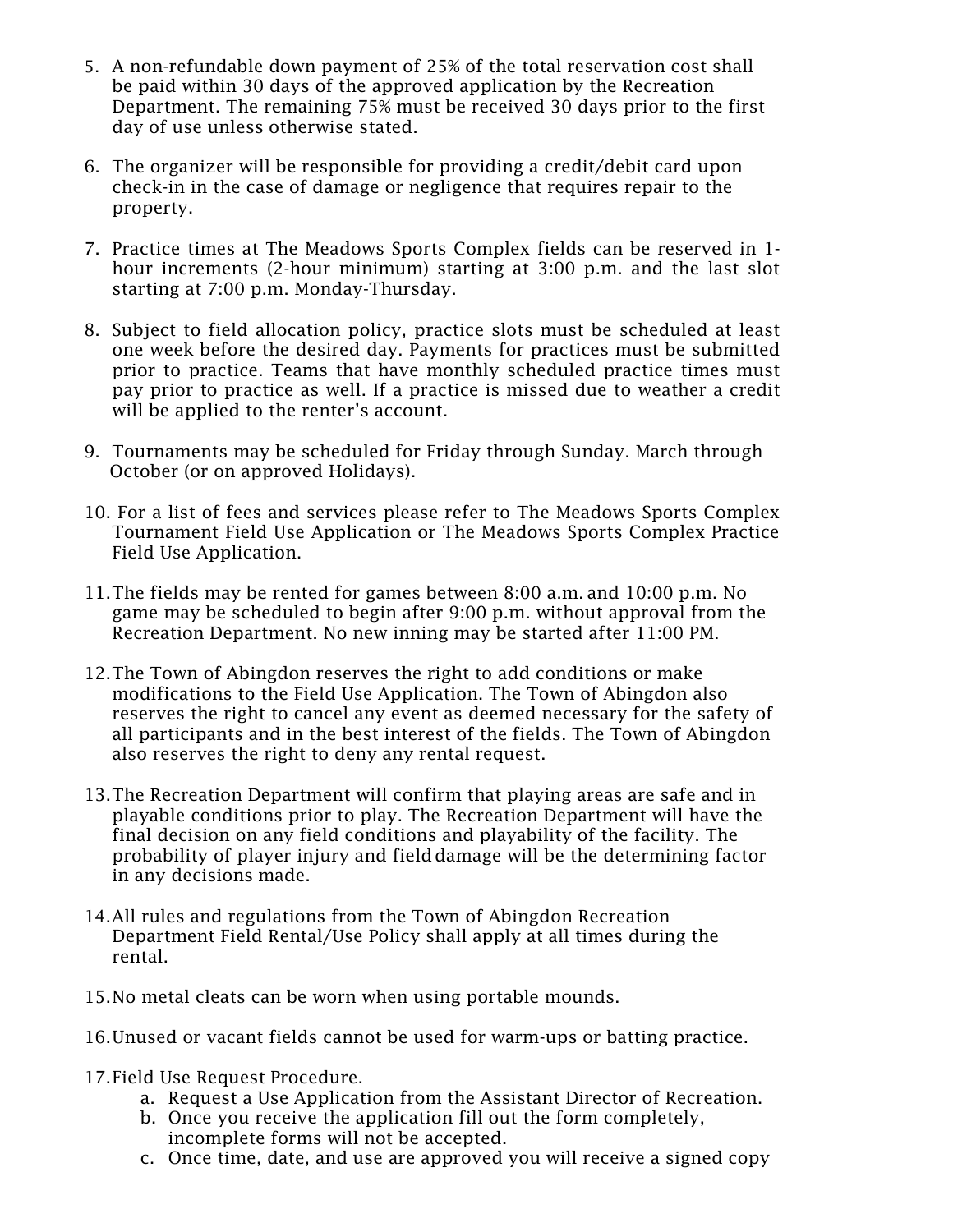5. A non-refundable down payment of 25% of the total reservation cost shall be paid within 30 days of the approved application by the Recreation Department. The remaining 75% must be received 30 days prior to the first day of use unless otherwise stated.

6. The organizer will be responsible for providing a credit/debit card upon check-in in the case of damage or negligence that requires repair to the property.

7. Practice times at The Meadows Sports Complex fields can be reserved in 1-hour increments (2-hour minimum) starting at 3:00 p.m. and the last slot starting at 7:00 p.m. Monday-Thursday.

8. Subject to field allocation policy, practice slots must be scheduled at least one week before the desired day. Payments for practices must be submitted prior to practice. Teams that have monthly scheduled practice times must pay prior to practice as well. If a practice is missed due to weather a credit will be applied to the renter's account.

9. Tournaments may be scheduled for Friday through Sunday. March through October (or on approved Holidays).

10. For a list of fees and services please refer to The Meadows Sports Complex Tournament Field Use Application or The Meadows Sports Complex Practice Field Use Application.

11. The fields may be rented for games between 8:00 a.m. and 10:00 p.m. No game may be scheduled to begin after 9:00 p.m. without approval from the Recreation Department. No new inning may be started after 11:00 PM.

12. The Town of Abingdon reserves the right to add conditions or make modifications to the Field Use Application. The Town of Abingdon also reserves the right to cancel any event as deemed necessary for the safety of all participants and in the best interest of the fields. The Town of Abingdon also reserves the right to deny any rental request.

13. The Recreation Department will confirm that playing areas are safe and in playable conditions prior to play. The Recreation Department will have the final decision on any field conditions and playability of the facility. The probability of player injury and field damage will be the determining factor in any decisions made.

14. All rules and regulations from the Town of Abingdon Recreation Department Field Rental/Use Policy shall apply at all times during the rental.

15. No metal cleats can be worn when using portable mounds.

16. Unused or vacant fields cannot be used for warm-ups or batting practice.

17. Field Use Request Procedure.
    a. Request a Use Application from the Assistant Director of Recreation.
    b. Once you receive the application fill out the form completely, incomplete forms will not be accepted.
    c. Once time, date, and use are approved you will receive a signed copy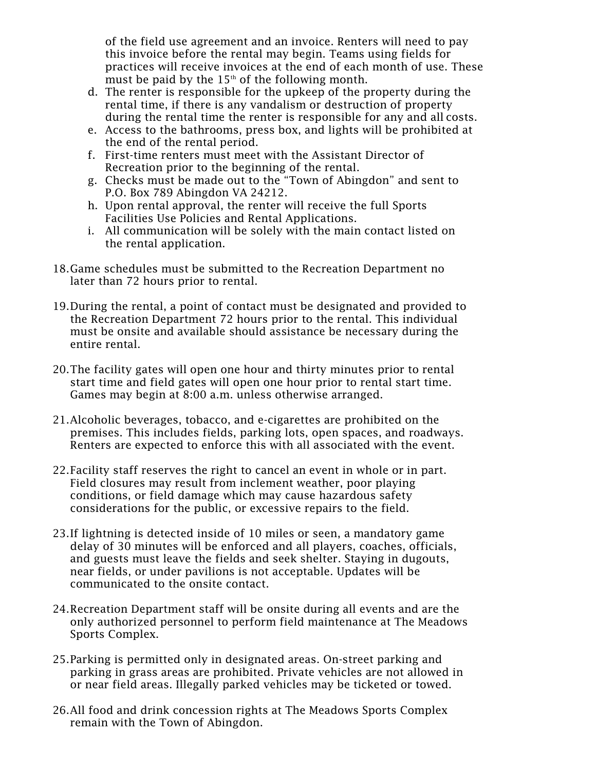of the field use agreement and an invoice. Renters will need to pay this invoice before the rental may begin. Teams using fields for practices will receive invoices at the end of each month of use. These must be paid by the 15th of the following month.

d. The renter is responsible for the upkeep of the property during the rental time, if there is any vandalism or destruction of property during the rental time the renter is responsible for any and all costs.
e. Access to the bathrooms, press box, and lights will be prohibited at the end of the rental period.
f. First-time renters must meet with the Assistant Director of Recreation prior to the beginning of the rental.
g. Checks must be made out to the "Town of Abingdon" and sent to P.O. Box 789 Abingdon VA 24212.
h. Upon rental approval, the renter will receive the full Sports Facilities Use Policies and Rental Applications.
i. All communication will be solely with the main contact listed on the rental application.

18. Game schedules must be submitted to the Recreation Department no later than 72 hours prior to rental.

19. During the rental, a point of contact must be designated and provided to the Recreation Department 72 hours prior to the rental. This individual must be onsite and available should assistance be necessary during the entire rental.

20. The facility gates will open one hour and thirty minutes prior to rental start time and field gates will open one hour prior to rental start time. Games may begin at 8:00 a.m. unless otherwise arranged.

21. Alcoholic beverages, tobacco, and e-cigarettes are prohibited on the premises. This includes fields, parking lots, open spaces, and roadways. Renters are expected to enforce this with all associated with the event.

22. Facility staff reserves the right to cancel an event in whole or in part. Field closures may result from inclement weather, poor playing conditions, or field damage which may cause hazardous safety considerations for the public, or excessive repairs to the field.

23. If lightning is detected inside of 10 miles or seen, a mandatory game delay of 30 minutes will be enforced and all players, coaches, officials, and guests must leave the fields and seek shelter. Staying in dugouts, near fields, or under pavilions is not acceptable. Updates will be communicated to the onsite contact.

24. Recreation Department staff will be onsite during all events and are the only authorized personnel to perform field maintenance at The Meadows Sports Complex.

25. Parking is permitted only in designated areas. On-street parking and parking in grass areas are prohibited. Private vehicles are not allowed in or near field areas. Illegally parked vehicles may be ticketed or towed.

26. All food and drink concession rights at The Meadows Sports Complex remain with the Town of Abingdon.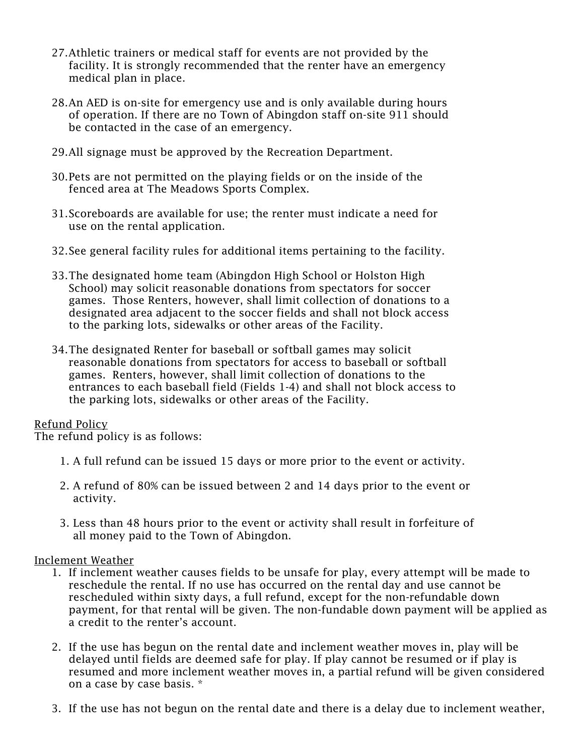27. Athletic trainers or medical staff for events are not provided by the facility. It is strongly recommended that the renter have an emergency medical plan in place.

28. An AED is on-site for emergency use and is only available during hours of operation. If there are no Town of Abingdon staff on-site 911 should be contacted in the case of an emergency.

29. All signage must be approved by the Recreation Department.

30. Pets are not permitted on the playing fields or on the inside of the fenced area at The Meadows Sports Complex.

31. Scoreboards are available for use; the renter must indicate a need for use on the rental application.

32. See general facility rules for additional items pertaining to the facility.

33. The designated home team (Abingdon High School or Holston High School) may solicit reasonable donations from spectators for soccer games. Those Renters, however, shall limit collection of donations to a designated area adjacent to the soccer fields and shall not block access to the parking lots, sidewalks or other areas of the Facility.

34. The designated Renter for baseball or softball games may solicit reasonable donations from spectators for access to baseball or softball games. Renters, however, shall limit collection of donations to the entrances to each baseball field (Fields 1-4) and shall not block access to the parking lots, sidewalks or other areas of the Facility.

<u>Refund Policy</u>
The refund policy is as follows:

1. A full refund can be issued 15 days or more prior to the event or activity.

2. A refund of 80% can be issued between 2 and 14 days prior to the event or activity.

3. Less than 48 hours prior to the event or activity shall result in forfeiture of all money paid to the Town of Abingdon.

<u>Inclement Weather</u>

1. If inclement weather causes fields to be unsafe for play, every attempt will be made to reschedule the rental. If no use has occurred on the rental day and use cannot be rescheduled within sixty days, a full refund, except for the non-refundable down payment, for that rental will be given. The non-fundable down payment will be applied as a credit to the renter's account.

2. If the use has begun on the rental date and inclement weather moves in, play will be delayed until fields are deemed safe for play. If play cannot be resumed or if play is resumed and more inclement weather moves in, a partial refund will be given considered on a case by case basis. *

3. If the use has not begun on the rental date and there is a delay due to inclement weather,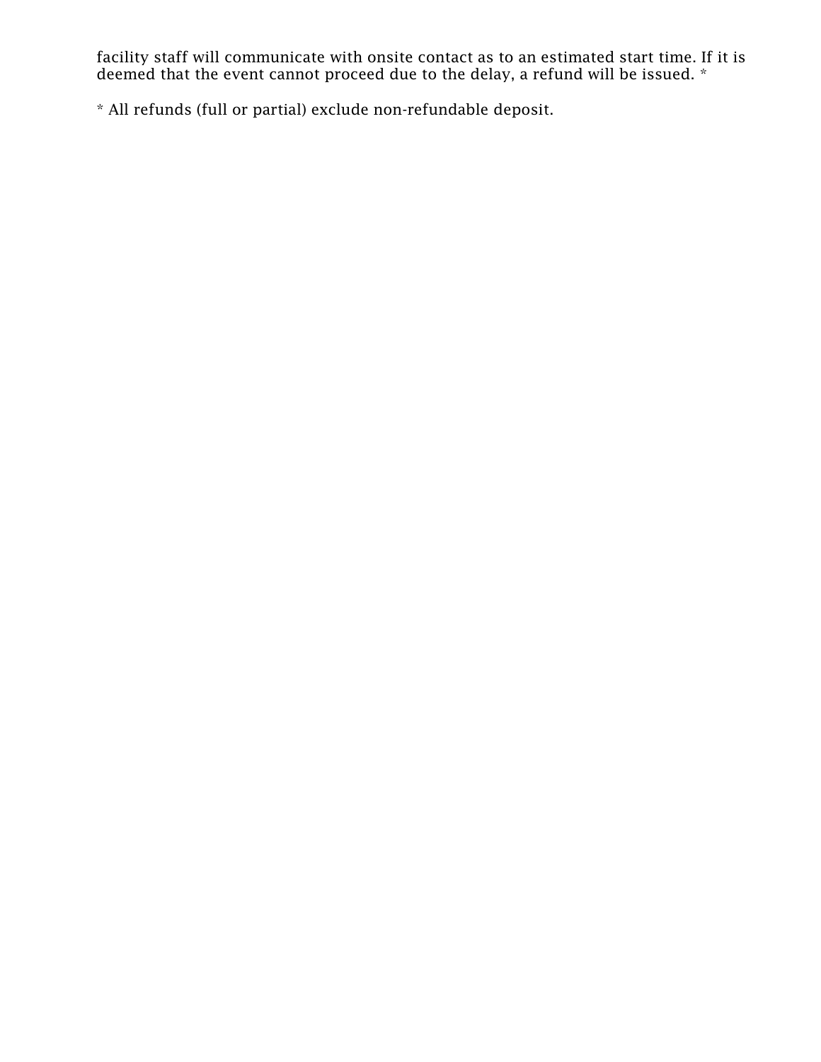facility staff will communicate with onsite contact as to an estimated start time. If it is deemed that the event cannot proceed due to the delay, a refund will be issued. *

* All refunds (full or partial) exclude non-refundable deposit.